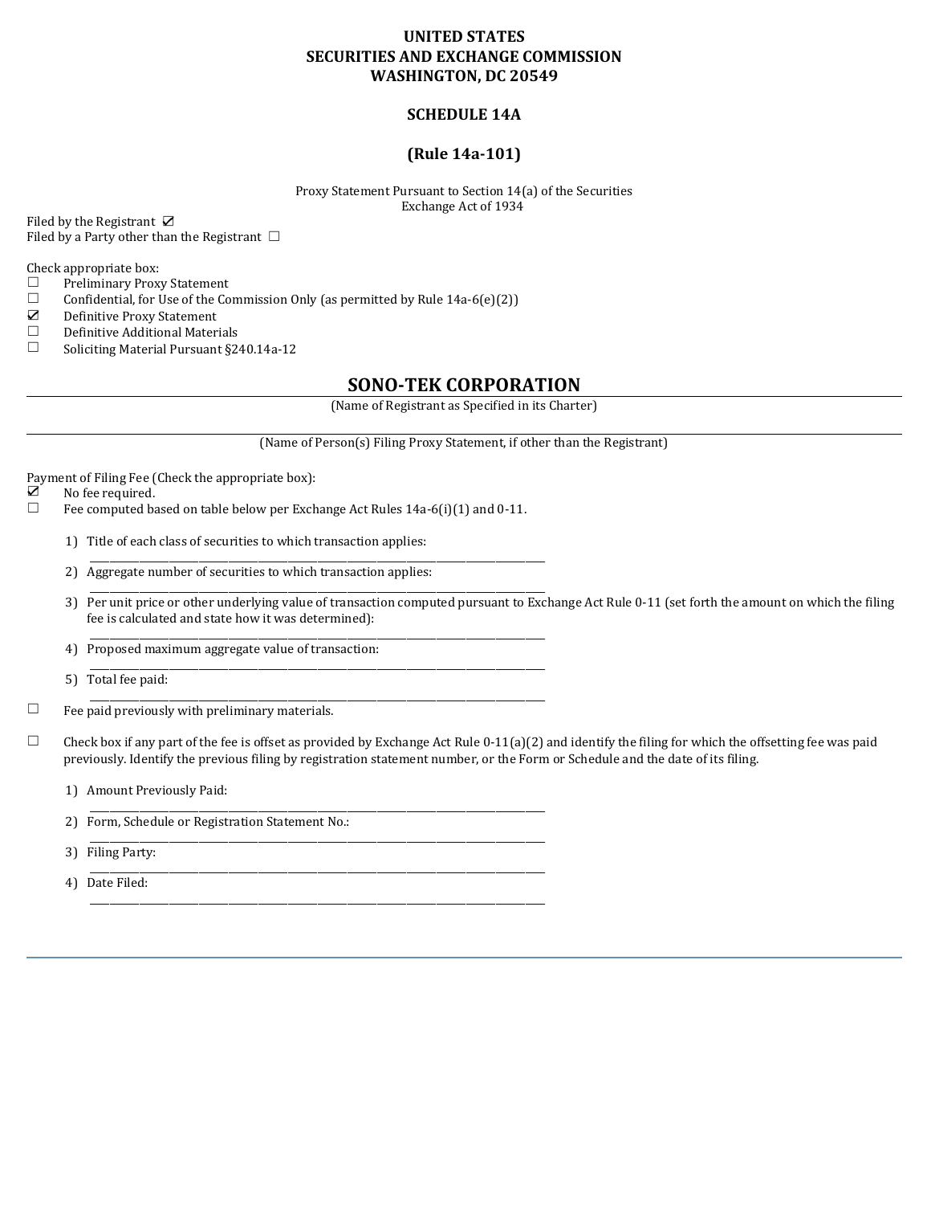**UNITED STATES**
**SECURITIES AND EXCHANGE COMMISSION**
**WASHINGTON, DC 20549**

**SCHEDULE 14A**

**(Rule 14a-101)**

Proxy Statement Pursuant to Section 14(a) of the Securities Exchange Act of 1934

Filed by the Registrant ☑
Filed by a Party other than the Registrant ☐

Check appropriate box:
☐ Preliminary Proxy Statement
☐ Confidential, for Use of the Commission Only (as permitted by Rule 14a-6(e)(2))
☑ Definitive Proxy Statement
☐ Definitive Additional Materials
☐ Soliciting Material Pursuant §240.14a-12

## SONO-TEK CORPORATION

(Name of Registrant as Specified in its Charter)

(Name of Person(s) Filing Proxy Statement, if other than the Registrant)

Payment of Filing Fee (Check the appropriate box):
☑ No fee required.
☐ Fee computed based on table below per Exchange Act Rules 14a-6(i)(1) and 0-11.

1) Title of each class of securities to which transaction applies:
2) Aggregate number of securities to which transaction applies:
3) Per unit price or other underlying value of transaction computed pursuant to Exchange Act Rule 0-11 (set forth the amount on which the filing fee is calculated and state how it was determined):
4) Proposed maximum aggregate value of transaction:
5) Total fee paid:

☐ Fee paid previously with preliminary materials.

☐ Check box if any part of the fee is offset as provided by Exchange Act Rule 0-11(a)(2) and identify the filing for which the offsetting fee was paid previously. Identify the previous filing by registration statement number, or the Form or Schedule and the date of its filing.

1) Amount Previously Paid:
2) Form, Schedule or Registration Statement No.:
3) Filing Party:
4) Date Filed: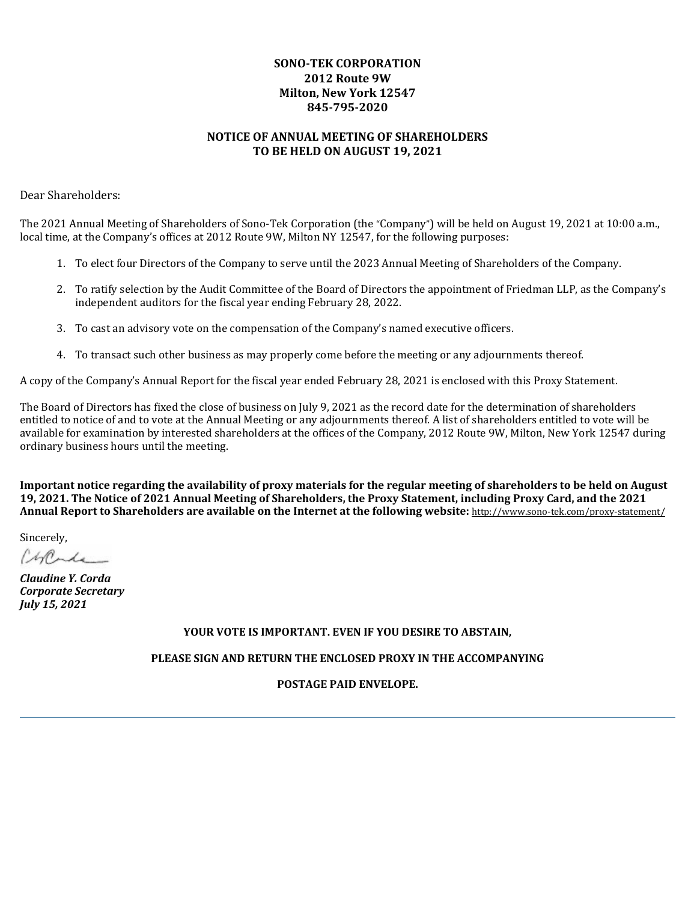**SONO-TEK CORPORATION**
**2012 Route 9W**
**Milton, New York 12547**
**845-795-2020**

## NOTICE OF ANNUAL MEETING OF SHAREHOLDERS TO BE HELD ON AUGUST 19, 2021

Dear Shareholders:

The 2021 Annual Meeting of Shareholders of Sono-Tek Corporation (the "Company") will be held on August 19, 2021 at 10:00 a.m., local time, at the Company's offices at 2012 Route 9W, Milton NY 12547, for the following purposes:

1. To elect four Directors of the Company to serve until the 2023 Annual Meeting of Shareholders of the Company.
2. To ratify selection by the Audit Committee of the Board of Directors the appointment of Friedman LLP, as the Company's independent auditors for the fiscal year ending February 28, 2022.
3. To cast an advisory vote on the compensation of the Company's named executive officers.
4. To transact such other business as may properly come before the meeting or any adjournments thereof.

A copy of the Company's Annual Report for the fiscal year ended February 28, 2021 is enclosed with this Proxy Statement.

The Board of Directors has fixed the close of business on July 9, 2021 as the record date for the determination of shareholders entitled to notice of and to vote at the Annual Meeting or any adjournments thereof. A list of shareholders entitled to vote will be available for examination by interested shareholders at the offices of the Company, 2012 Route 9W, Milton, New York 12547 during ordinary business hours until the meeting.

**Important notice regarding the availability of proxy materials for the regular meeting of shareholders to be held on August 19, 2021. The Notice of 2021 Annual Meeting of Shareholders, the Proxy Statement, including Proxy Card, and the 2021 Annual Report to Shareholders are available on the Internet at the following website:** http://www.sono-tek.com/proxy-statement/

Sincerely,

***Claudine Y. Corda***
***Corporate Secretary***
***July 15, 2021***

**YOUR VOTE IS IMPORTANT. EVEN IF YOU DESIRE TO ABSTAIN,**

**PLEASE SIGN AND RETURN THE ENCLOSED PROXY IN THE ACCOMPANYING**

**POSTAGE PAID ENVELOPE.**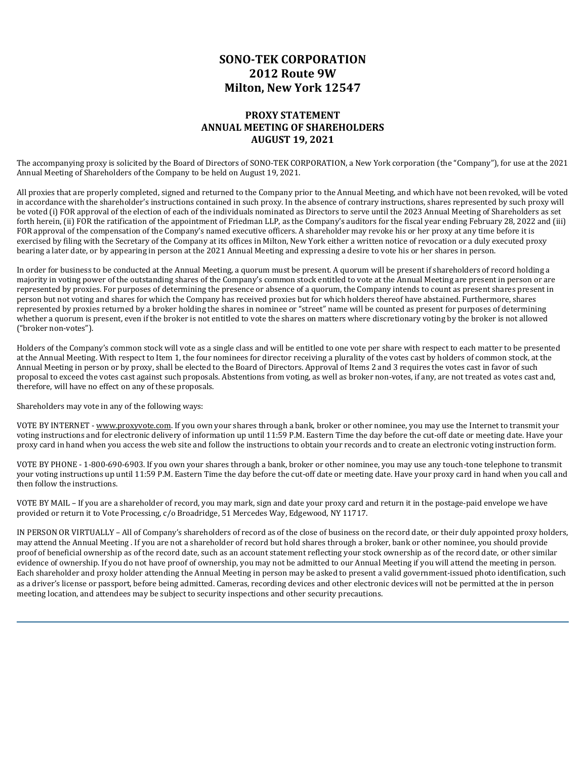# SONO-TEK CORPORATION
# 2012 Route 9W
# Milton, New York 12547

## PROXY STATEMENT
## ANNUAL MEETING OF SHAREHOLDERS
## AUGUST 19, 2021

The accompanying proxy is solicited by the Board of Directors of SONO-TEK CORPORATION, a New York corporation (the "Company"), for use at the 2021 Annual Meeting of Shareholders of the Company to be held on August 19, 2021.

All proxies that are properly completed, signed and returned to the Company prior to the Annual Meeting, and which have not been revoked, will be voted in accordance with the shareholder's instructions contained in such proxy. In the absence of contrary instructions, shares represented by such proxy will be voted (i) FOR approval of the election of each of the individuals nominated as Directors to serve until the 2023 Annual Meeting of Shareholders as set forth herein, (ii) FOR the ratification of the appointment of Friedman LLP, as the Company's auditors for the fiscal year ending February 28, 2022 and (iii) FOR approval of the compensation of the Company's named executive officers. A shareholder may revoke his or her proxy at any time before it is exercised by filing with the Secretary of the Company at its offices in Milton, New York either a written notice of revocation or a duly executed proxy bearing a later date, or by appearing in person at the 2021 Annual Meeting and expressing a desire to vote his or her shares in person.

In order for business to be conducted at the Annual Meeting, a quorum must be present. A quorum will be present if shareholders of record holding a majority in voting power of the outstanding shares of the Company's common stock entitled to vote at the Annual Meeting are present in person or are represented by proxies. For purposes of determining the presence or absence of a quorum, the Company intends to count as present shares present in person but not voting and shares for which the Company has received proxies but for which holders thereof have abstained. Furthermore, shares represented by proxies returned by a broker holding the shares in nominee or "street" name will be counted as present for purposes of determining whether a quorum is present, even if the broker is not entitled to vote the shares on matters where discretionary voting by the broker is not allowed ("broker non-votes").

Holders of the Company's common stock will vote as a single class and will be entitled to one vote per share with respect to each matter to be presented at the Annual Meeting. With respect to Item 1, the four nominees for director receiving a plurality of the votes cast by holders of common stock, at the Annual Meeting in person or by proxy, shall be elected to the Board of Directors. Approval of Items 2 and 3 requires the votes cast in favor of such proposal to exceed the votes cast against such proposals. Abstentions from voting, as well as broker non-votes, if any, are not treated as votes cast and, therefore, will have no effect on any of these proposals.

Shareholders may vote in any of the following ways:

VOTE BY INTERNET - www.proxyvote.com. If you own your shares through a bank, broker or other nominee, you may use the Internet to transmit your voting instructions and for electronic delivery of information up until 11:59 P.M. Eastern Time the day before the cut-off date or meeting date. Have your proxy card in hand when you access the web site and follow the instructions to obtain your records and to create an electronic voting instruction form.

VOTE BY PHONE - 1-800-690-6903. If you own your shares through a bank, broker or other nominee, you may use any touch-tone telephone to transmit your voting instructions up until 11:59 P.M. Eastern Time the day before the cut-off date or meeting date. Have your proxy card in hand when you call and then follow the instructions.

VOTE BY MAIL – If you are a shareholder of record, you may mark, sign and date your proxy card and return it in the postage-paid envelope we have provided or return it to Vote Processing, c/o Broadridge, 51 Mercedes Way, Edgewood, NY 11717.

IN PERSON OR VIRTUALLY – All of Company's shareholders of record as of the close of business on the record date, or their duly appointed proxy holders, may attend the Annual Meeting . If you are not a shareholder of record but hold shares through a broker, bank or other nominee, you should provide proof of beneficial ownership as of the record date, such as an account statement reflecting your stock ownership as of the record date, or other similar evidence of ownership. If you do not have proof of ownership, you may not be admitted to our Annual Meeting if you will attend the meeting in person. Each shareholder and proxy holder attending the Annual Meeting in person may be asked to present a valid government-issued photo identification, such as a driver's license or passport, before being admitted. Cameras, recording devices and other electronic devices will not be permitted at the in person meeting location, and attendees may be subject to security inspections and other security precautions.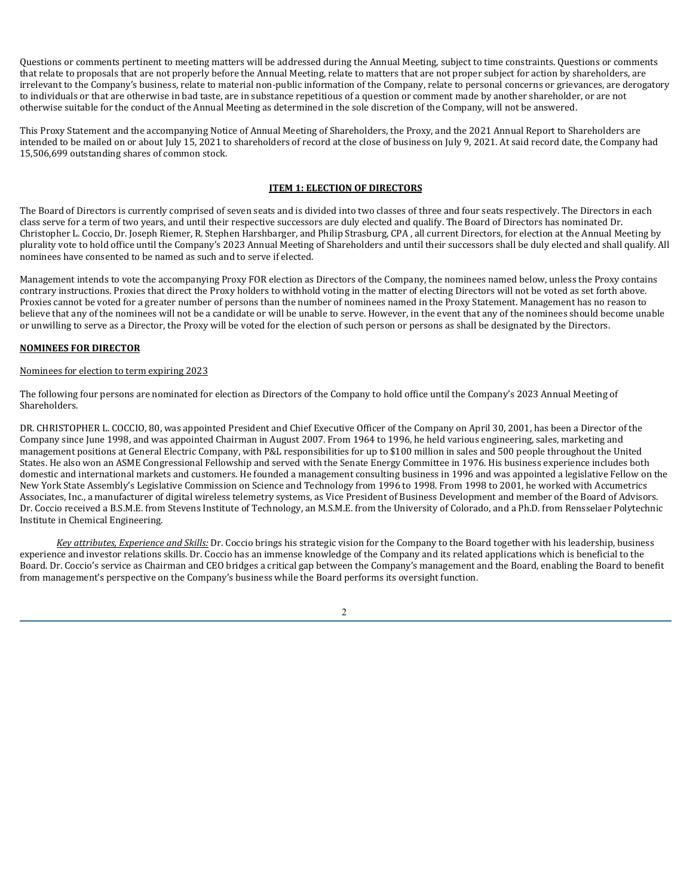Questions or comments pertinent to meeting matters will be addressed during the Annual Meeting, subject to time constraints. Questions or comments that relate to proposals that are not properly before the Annual Meeting, relate to matters that are not proper subject for action by shareholders, are irrelevant to the Company's business, relate to material non-public information of the Company, relate to personal concerns or grievances, are derogatory to individuals or that are otherwise in bad taste, are in substance repetitious of a question or comment made by another shareholder, or are not otherwise suitable for the conduct of the Annual Meeting as determined in the sole discretion of the Company, will not be answered.

This Proxy Statement and the accompanying Notice of Annual Meeting of Shareholders, the Proxy, and the 2021 Annual Report to Shareholders are intended to be mailed on or about July 15, 2021 to shareholders of record at the close of business on July 9, 2021. At said record date, the Company had 15,506,699 outstanding shares of common stock.

## ITEM 1: ELECTION OF DIRECTORS

The Board of Directors is currently comprised of seven seats and is divided into two classes of three and four seats respectively. The Directors in each class serve for a term of two years, and until their respective successors are duly elected and qualify. The Board of Directors has nominated Dr. Christopher L. Coccio, Dr. Joseph Riemer, R. Stephen Harshbarger, and Philip Strasburg, CPA , all current Directors, for election at the Annual Meeting by plurality vote to hold office until the Company's 2023 Annual Meeting of Shareholders and until their successors shall be duly elected and shall qualify. All nominees have consented to be named as such and to serve if elected.

Management intends to vote the accompanying Proxy FOR election as Directors of the Company, the nominees named below, unless the Proxy contains contrary instructions. Proxies that direct the Proxy holders to withhold voting in the matter of electing Directors will not be voted as set forth above. Proxies cannot be voted for a greater number of persons than the number of nominees named in the Proxy Statement. Management has no reason to believe that any of the nominees will not be a candidate or will be unable to serve. However, in the event that any of the nominees should become unable or unwilling to serve as a Director, the Proxy will be voted for the election of such person or persons as shall be designated by the Directors.

### NOMINEES FOR DIRECTOR

Nominees for election to term expiring 2023

The following four persons are nominated for election as Directors of the Company to hold office until the Company's 2023 Annual Meeting of Shareholders.

DR. CHRISTOPHER L. COCCIO, 80, was appointed President and Chief Executive Officer of the Company on April 30, 2001, has been a Director of the Company since June 1998, and was appointed Chairman in August 2007. From 1964 to 1996, he held various engineering, sales, marketing and management positions at General Electric Company, with P&L responsibilities for up to $100 million in sales and 500 people throughout the United States. He also won an ASME Congressional Fellowship and served with the Senate Energy Committee in 1976. His business experience includes both domestic and international markets and customers. He founded a management consulting business in 1996 and was appointed a legislative Fellow on the New York State Assembly's Legislative Commission on Science and Technology from 1996 to 1998. From 1998 to 2001, he worked with Accumetrics Associates, Inc., a manufacturer of digital wireless telemetry systems, as Vice President of Business Development and member of the Board of Advisors. Dr. Coccio received a B.S.M.E. from Stevens Institute of Technology, an M.S.M.E. from the University of Colorado, and a Ph.D. from Rensselaer Polytechnic Institute in Chemical Engineering.

*Key attributes, Experience and Skills:* Dr. Coccio brings his strategic vision for the Company to the Board together with his leadership, business experience and investor relations skills. Dr. Coccio has an immense knowledge of the Company and its related applications which is beneficial to the Board. Dr. Coccio's service as Chairman and CEO bridges a critical gap between the Company's management and the Board, enabling the Board to benefit from management's perspective on the Company's business while the Board performs its oversight function.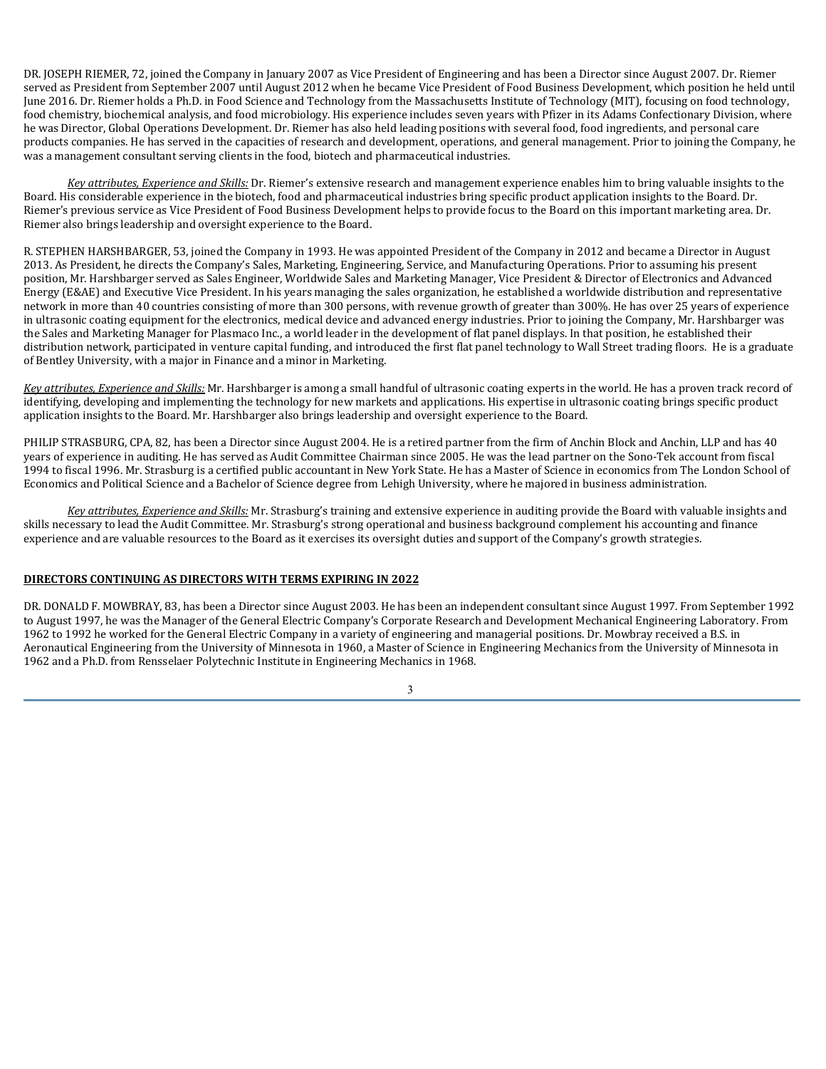DR. JOSEPH RIEMER, 72, joined the Company in January 2007 as Vice President of Engineering and has been a Director since August 2007. Dr. Riemer served as President from September 2007 until August 2012 when he became Vice President of Food Business Development, which position he held until June 2016. Dr. Riemer holds a Ph.D. in Food Science and Technology from the Massachusetts Institute of Technology (MIT), focusing on food technology, food chemistry, biochemical analysis, and food microbiology. His experience includes seven years with Pfizer in its Adams Confectionary Division, where he was Director, Global Operations Development. Dr. Riemer has also held leading positions with several food, food ingredients, and personal care products companies. He has served in the capacities of research and development, operations, and general management. Prior to joining the Company, he was a management consultant serving clients in the food, biotech and pharmaceutical industries.

*Key attributes, Experience and Skills:* Dr. Riemer's extensive research and management experience enables him to bring valuable insights to the Board. His considerable experience in the biotech, food and pharmaceutical industries bring specific product application insights to the Board. Dr. Riemer's previous service as Vice President of Food Business Development helps to provide focus to the Board on this important marketing area. Dr. Riemer also brings leadership and oversight experience to the Board.

R. STEPHEN HARSHBARGER, 53, joined the Company in 1993. He was appointed President of the Company in 2012 and became a Director in August 2013. As President, he directs the Company's Sales, Marketing, Engineering, Service, and Manufacturing Operations. Prior to assuming his present position, Mr. Harshbarger served as Sales Engineer, Worldwide Sales and Marketing Manager, Vice President & Director of Electronics and Advanced Energy (E&AE) and Executive Vice President. In his years managing the sales organization, he established a worldwide distribution and representative network in more than 40 countries consisting of more than 300 persons, with revenue growth of greater than 300%. He has over 25 years of experience in ultrasonic coating equipment for the electronics, medical device and advanced energy industries. Prior to joining the Company, Mr. Harshbarger was the Sales and Marketing Manager for Plasmaco Inc., a world leader in the development of flat panel displays. In that position, he established their distribution network, participated in venture capital funding, and introduced the first flat panel technology to Wall Street trading floors. He is a graduate of Bentley University, with a major in Finance and a minor in Marketing.

*Key attributes, Experience and Skills:* Mr. Harshbarger is among a small handful of ultrasonic coating experts in the world. He has a proven track record of identifying, developing and implementing the technology for new markets and applications. His expertise in ultrasonic coating brings specific product application insights to the Board. Mr. Harshbarger also brings leadership and oversight experience to the Board.

PHILIP STRASBURG, CPA, 82, has been a Director since August 2004. He is a retired partner from the firm of Anchin Block and Anchin, LLP and has 40 years of experience in auditing. He has served as Audit Committee Chairman since 2005. He was the lead partner on the Sono-Tek account from fiscal 1994 to fiscal 1996. Mr. Strasburg is a certified public accountant in New York State. He has a Master of Science in economics from The London School of Economics and Political Science and a Bachelor of Science degree from Lehigh University, where he majored in business administration.

*Key attributes, Experience and Skills:* Mr. Strasburg's training and extensive experience in auditing provide the Board with valuable insights and skills necessary to lead the Audit Committee. Mr. Strasburg's strong operational and business background complement his accounting and finance experience and are valuable resources to the Board as it exercises its oversight duties and support of the Company's growth strategies.

**DIRECTORS CONTINUING AS DIRECTORS WITH TERMS EXPIRING IN 2022**

DR. DONALD F. MOWBRAY, 83, has been a Director since August 2003. He has been an independent consultant since August 1997. From September 1992 to August 1997, he was the Manager of the General Electric Company's Corporate Research and Development Mechanical Engineering Laboratory. From 1962 to 1992 he worked for the General Electric Company in a variety of engineering and managerial positions. Dr. Mowbray received a B.S. in Aeronautical Engineering from the University of Minnesota in 1960, a Master of Science in Engineering Mechanics from the University of Minnesota in 1962 and a Ph.D. from Rensselaer Polytechnic Institute in Engineering Mechanics in 1968.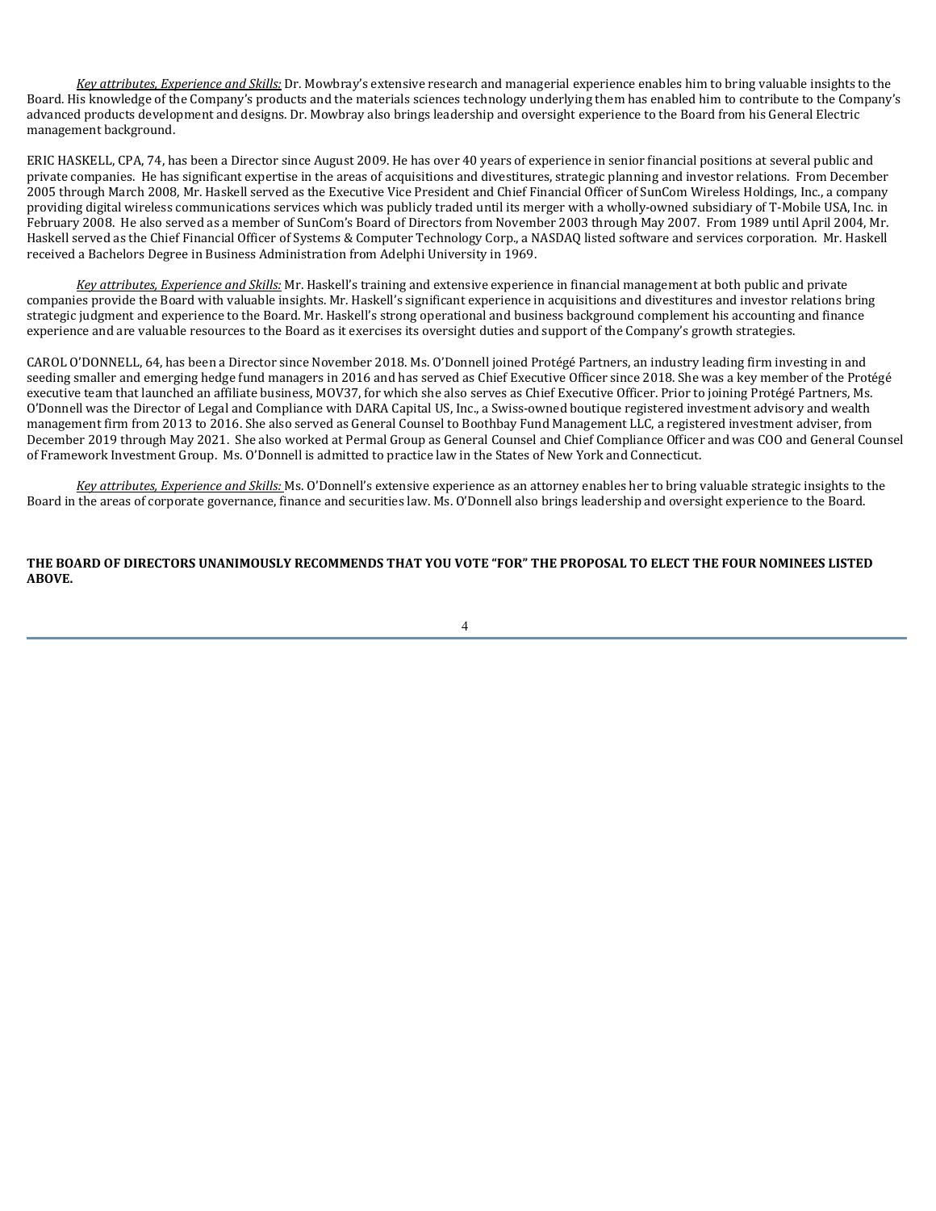*Key attributes, Experience and Skills:* Dr. Mowbray's extensive research and managerial experience enables him to bring valuable insights to the Board. His knowledge of the Company's products and the materials sciences technology underlying them has enabled him to contribute to the Company's advanced products development and designs. Dr. Mowbray also brings leadership and oversight experience to the Board from his General Electric management background.

ERIC HASKELL, CPA, 74, has been a Director since August 2009. He has over 40 years of experience in senior financial positions at several public and private companies. He has significant expertise in the areas of acquisitions and divestitures, strategic planning and investor relations. From December 2005 through March 2008, Mr. Haskell served as the Executive Vice President and Chief Financial Officer of SunCom Wireless Holdings, Inc., a company providing digital wireless communications services which was publicly traded until its merger with a wholly-owned subsidiary of T-Mobile USA, Inc. in February 2008. He also served as a member of SunCom's Board of Directors from November 2003 through May 2007. From 1989 until April 2004, Mr. Haskell served as the Chief Financial Officer of Systems & Computer Technology Corp., a NASDAQ listed software and services corporation. Mr. Haskell received a Bachelors Degree in Business Administration from Adelphi University in 1969.

*Key attributes, Experience and Skills:* Mr. Haskell's training and extensive experience in financial management at both public and private companies provide the Board with valuable insights. Mr. Haskell's significant experience in acquisitions and divestitures and investor relations bring strategic judgment and experience to the Board. Mr. Haskell's strong operational and business background complement his accounting and finance experience and are valuable resources to the Board as it exercises its oversight duties and support of the Company's growth strategies.

CAROL O'DONNELL, 64, has been a Director since November 2018. Ms. O'Donnell joined Protégé Partners, an industry leading firm investing in and seeding smaller and emerging hedge fund managers in 2016 and has served as Chief Executive Officer since 2018. She was a key member of the Protégé executive team that launched an affiliate business, MOV37, for which she also serves as Chief Executive Officer. Prior to joining Protégé Partners, Ms. O'Donnell was the Director of Legal and Compliance with DARA Capital US, Inc., a Swiss-owned boutique registered investment advisory and wealth management firm from 2013 to 2016. She also served as General Counsel to Boothbay Fund Management LLC, a registered investment adviser, from December 2019 through May 2021. She also worked at Permal Group as General Counsel and Chief Compliance Officer and was COO and General Counsel of Framework Investment Group. Ms. O'Donnell is admitted to practice law in the States of New York and Connecticut.

*Key attributes, Experience and Skills:* Ms. O'Donnell's extensive experience as an attorney enables her to bring valuable strategic insights to the Board in the areas of corporate governance, finance and securities law. Ms. O'Donnell also brings leadership and oversight experience to the Board.

**THE BOARD OF DIRECTORS UNANIMOUSLY RECOMMENDS THAT YOU VOTE "FOR" THE PROPOSAL TO ELECT THE FOUR NOMINEES LISTED ABOVE.**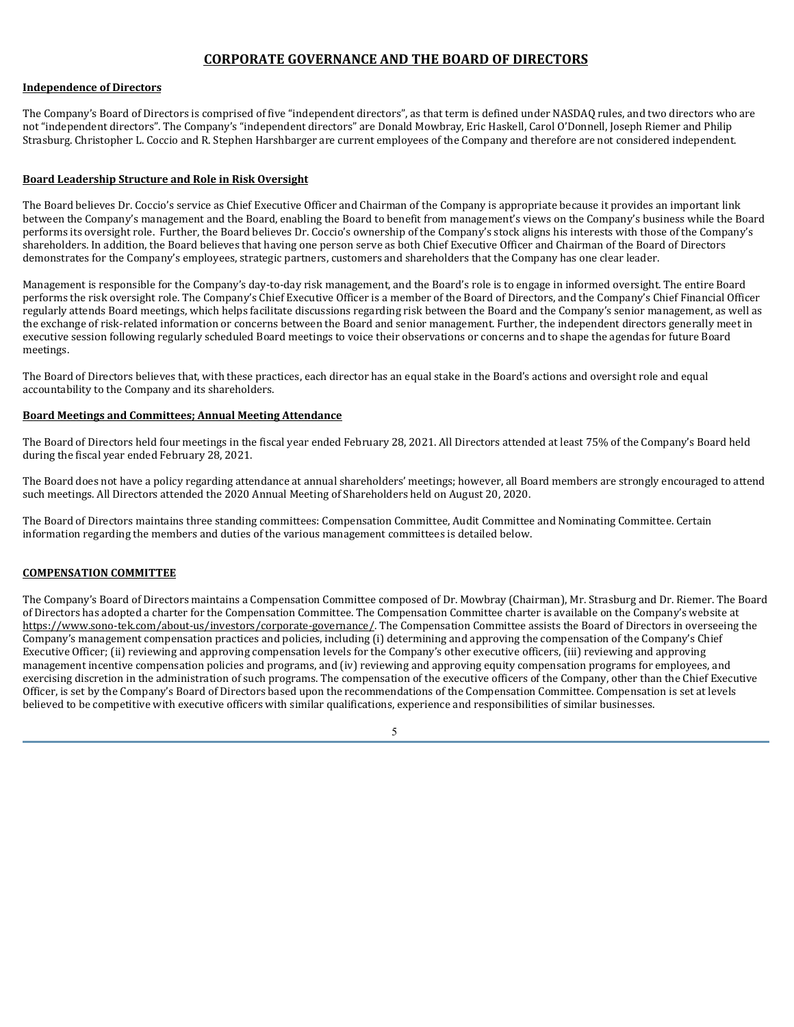## CORPORATE GOVERNANCE AND THE BOARD OF DIRECTORS

### Independence of Directors

The Company's Board of Directors is comprised of five "independent directors", as that term is defined under NASDAQ rules, and two directors who are not "independent directors". The Company's "independent directors" are Donald Mowbray, Eric Haskell, Carol O'Donnell, Joseph Riemer and Philip Strasburg. Christopher L. Coccio and R. Stephen Harshbarger are current employees of the Company and therefore are not considered independent.

### Board Leadership Structure and Role in Risk Oversight

The Board believes Dr. Coccio's service as Chief Executive Officer and Chairman of the Company is appropriate because it provides an important link between the Company's management and the Board, enabling the Board to benefit from management's views on the Company's business while the Board performs its oversight role. Further, the Board believes Dr. Coccio's ownership of the Company's stock aligns his interests with those of the Company's shareholders. In addition, the Board believes that having one person serve as both Chief Executive Officer and Chairman of the Board of Directors demonstrates for the Company's employees, strategic partners, customers and shareholders that the Company has one clear leader.

Management is responsible for the Company's day-to-day risk management, and the Board's role is to engage in informed oversight. The entire Board performs the risk oversight role. The Company's Chief Executive Officer is a member of the Board of Directors, and the Company's Chief Financial Officer regularly attends Board meetings, which helps facilitate discussions regarding risk between the Board and the Company's senior management, as well as the exchange of risk-related information or concerns between the Board and senior management. Further, the independent directors generally meet in executive session following regularly scheduled Board meetings to voice their observations or concerns and to shape the agendas for future Board meetings.

The Board of Directors believes that, with these practices, each director has an equal stake in the Board's actions and oversight role and equal accountability to the Company and its shareholders.

### Board Meetings and Committees; Annual Meeting Attendance

The Board of Directors held four meetings in the fiscal year ended February 28, 2021. All Directors attended at least 75% of the Company's Board held during the fiscal year ended February 28, 2021.

The Board does not have a policy regarding attendance at annual shareholders' meetings; however, all Board members are strongly encouraged to attend such meetings. All Directors attended the 2020 Annual Meeting of Shareholders held on August 20, 2020.

The Board of Directors maintains three standing committees: Compensation Committee, Audit Committee and Nominating Committee. Certain information regarding the members and duties of the various management committees is detailed below.

### COMPENSATION COMMITTEE

The Company's Board of Directors maintains a Compensation Committee composed of Dr. Mowbray (Chairman), Mr. Strasburg and Dr. Riemer. The Board of Directors has adopted a charter for the Compensation Committee. The Compensation Committee charter is available on the Company's website at https://www.sono-tek.com/about-us/investors/corporate-governance/. The Compensation Committee assists the Board of Directors in overseeing the Company's management compensation practices and policies, including (i) determining and approving the compensation of the Company's Chief Executive Officer; (ii) reviewing and approving compensation levels for the Company's other executive officers, (iii) reviewing and approving management incentive compensation policies and programs, and (iv) reviewing and approving equity compensation programs for employees, and exercising discretion in the administration of such programs. The compensation of the executive officers of the Company, other than the Chief Executive Officer, is set by the Company's Board of Directors based upon the recommendations of the Compensation Committee. Compensation is set at levels believed to be competitive with executive officers with similar qualifications, experience and responsibilities of similar businesses.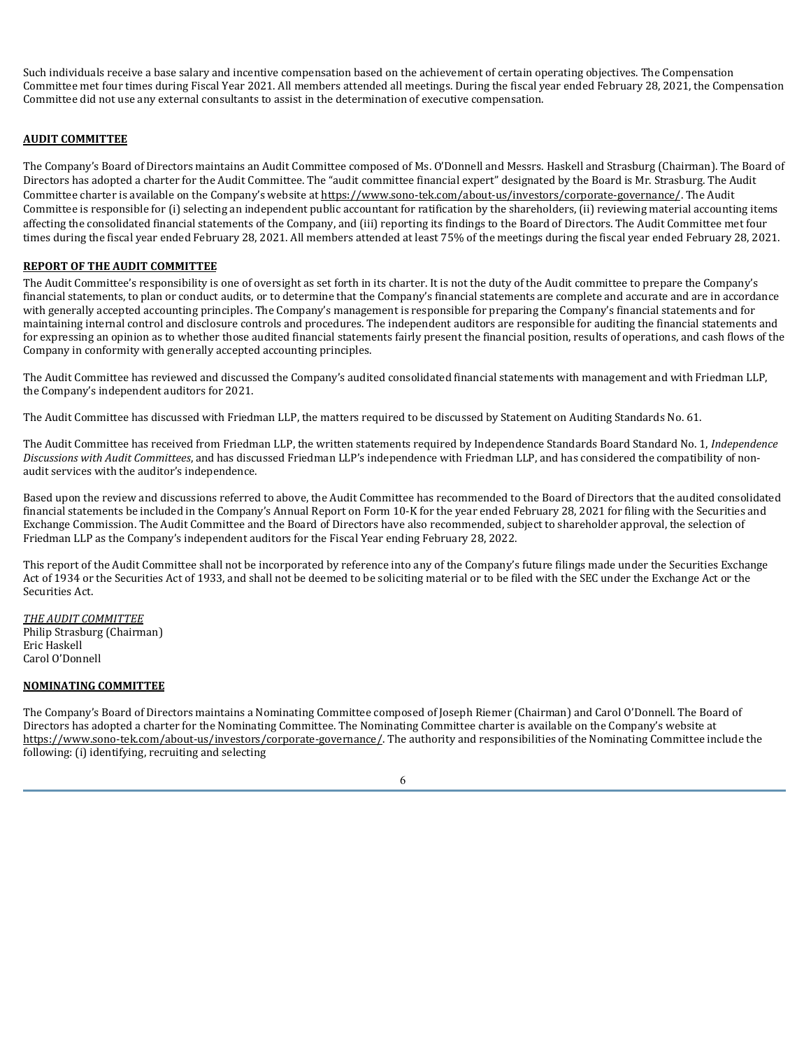Such individuals receive a base salary and incentive compensation based on the achievement of certain operating objectives. The Compensation Committee met four times during Fiscal Year 2021. All members attended all meetings. During the fiscal year ended February 28, 2021, the Compensation Committee did not use any external consultants to assist in the determination of executive compensation.

**AUDIT COMMITTEE**

The Company's Board of Directors maintains an Audit Committee composed of Ms. O'Donnell and Messrs. Haskell and Strasburg (Chairman). The Board of Directors has adopted a charter for the Audit Committee. The "audit committee financial expert" designated by the Board is Mr. Strasburg. The Audit Committee charter is available on the Company's website at https://www.sono-tek.com/about-us/investors/corporate-governance/. The Audit Committee is responsible for (i) selecting an independent public accountant for ratification by the shareholders, (ii) reviewing material accounting items affecting the consolidated financial statements of the Company, and (iii) reporting its findings to the Board of Directors. The Audit Committee met four times during the fiscal year ended February 28, 2021. All members attended at least 75% of the meetings during the fiscal year ended February 28, 2021.

**REPORT OF THE AUDIT COMMITTEE**

The Audit Committee's responsibility is one of oversight as set forth in its charter. It is not the duty of the Audit committee to prepare the Company's financial statements, to plan or conduct audits, or to determine that the Company's financial statements are complete and accurate and are in accordance with generally accepted accounting principles. The Company's management is responsible for preparing the Company's financial statements and for maintaining internal control and disclosure controls and procedures. The independent auditors are responsible for auditing the financial statements and for expressing an opinion as to whether those audited financial statements fairly present the financial position, results of operations, and cash flows of the Company in conformity with generally accepted accounting principles.

The Audit Committee has reviewed and discussed the Company's audited consolidated financial statements with management and with Friedman LLP, the Company's independent auditors for 2021.

The Audit Committee has discussed with Friedman LLP, the matters required to be discussed by Statement on Auditing Standards No. 61.

The Audit Committee has received from Friedman LLP, the written statements required by Independence Standards Board Standard No. 1, *Independence Discussions with Audit Committees*, and has discussed Friedman LLP's independence with Friedman LLP, and has considered the compatibility of non-audit services with the auditor's independence.

Based upon the review and discussions referred to above, the Audit Committee has recommended to the Board of Directors that the audited consolidated financial statements be included in the Company's Annual Report on Form 10-K for the year ended February 28, 2021 for filing with the Securities and Exchange Commission. The Audit Committee and the Board of Directors have also recommended, subject to shareholder approval, the selection of Friedman LLP as the Company's independent auditors for the Fiscal Year ending February 28, 2022.

This report of the Audit Committee shall not be incorporated by reference into any of the Company's future filings made under the Securities Exchange Act of 1934 or the Securities Act of 1933, and shall not be deemed to be soliciting material or to be filed with the SEC under the Exchange Act or the Securities Act.

*THE AUDIT COMMITTEE*
Philip Strasburg (Chairman)
Eric Haskell
Carol O'Donnell

**NOMINATING COMMITTEE**

The Company's Board of Directors maintains a Nominating Committee composed of Joseph Riemer (Chairman) and Carol O'Donnell. The Board of Directors has adopted a charter for the Nominating Committee. The Nominating Committee charter is available on the Company's website at https://www.sono-tek.com/about-us/investors/corporate-governance/. The authority and responsibilities of the Nominating Committee include the following: (i) identifying, recruiting and selecting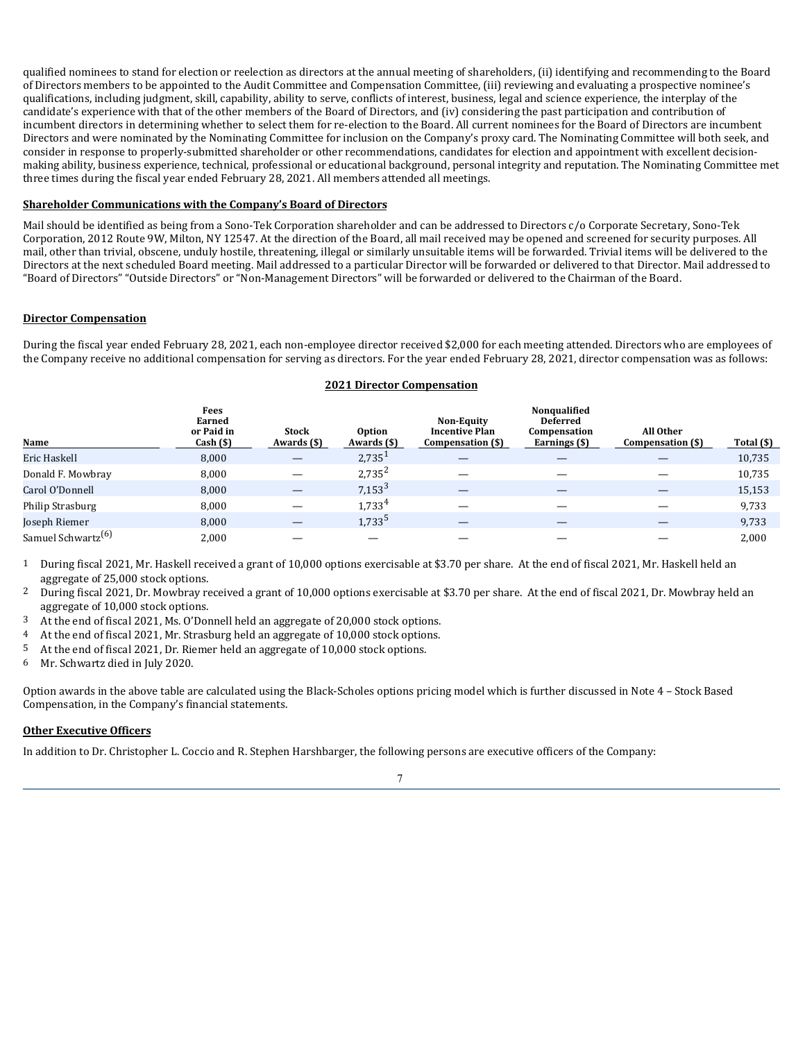qualified nominees to stand for election or reelection as directors at the annual meeting of shareholders, (ii) identifying and recommending to the Board of Directors members to be appointed to the Audit Committee and Compensation Committee, (iii) reviewing and evaluating a prospective nominee's qualifications, including judgment, skill, capability, ability to serve, conflicts of interest, business, legal and science experience, the interplay of the candidate's experience with that of the other members of the Board of Directors, and (iv) considering the past participation and contribution of incumbent directors in determining whether to select them for re-election to the Board. All current nominees for the Board of Directors are incumbent Directors and were nominated by the Nominating Committee for inclusion on the Company's proxy card. The Nominating Committee will both seek, and consider in response to properly-submitted shareholder or other recommendations, candidates for election and appointment with excellent decision-making ability, business experience, technical, professional or educational background, personal integrity and reputation. The Nominating Committee met three times during the fiscal year ended February 28, 2021. All members attended all meetings.

**Shareholder Communications with the Company's Board of Directors**

Mail should be identified as being from a Sono-Tek Corporation shareholder and can be addressed to Directors c/o Corporate Secretary, Sono-Tek Corporation, 2012 Route 9W, Milton, NY 12547. At the direction of the Board, all mail received may be opened and screened for security purposes. All mail, other than trivial, obscene, unduly hostile, threatening, illegal or similarly unsuitable items will be forwarded. Trivial items will be delivered to the Directors at the next scheduled Board meeting. Mail addressed to a particular Director will be forwarded or delivered to that Director. Mail addressed to "Board of Directors" "Outside Directors" or "Non-Management Directors" will be forwarded or delivered to the Chairman of the Board.

**Director Compensation**

During the fiscal year ended February 28, 2021, each non-employee director received $2,000 for each meeting attended. Directors who are employees of the Company receive no additional compensation for serving as directors. For the year ended February 28, 2021, director compensation was as follows:

**2021 Director Compensation**

| Name | Fees Earned or Paid in Cash ($) | Stock Awards ($) | Option Awards ($) | Non-Equity Incentive Plan Compensation ($) | Nonqualified Deferred Compensation Earnings ($) | All Other Compensation ($) | Total ($) |
|---|---|---|---|---|---|---|---|
| Eric Haskell | 8,000 | — | 2,735[1] | — | — | — | 10,735 |
| Donald F. Mowbray | 8,000 | — | 2,735[2] | — | — | — | 10,735 |
| Carol O'Donnell | 8,000 | — | 7,153[3] | — | — | — | 15,153 |
| Philip Strasburg | 8,000 | — | 1,733[4] | — | — | — | 9,733 |
| Joseph Riemer | 8,000 | — | 1,733[5] | — | — | — | 9,733 |
| Samuel Schwartz[(6)] | 2,000 | — | — | — | — | — | 2,000 |

1 During fiscal 2021, Mr. Haskell received a grant of 10,000 options exercisable at $3.70 per share. At the end of fiscal 2021, Mr. Haskell held an aggregate of 25,000 stock options.

2 During fiscal 2021, Dr. Mowbray received a grant of 10,000 options exercisable at $3.70 per share. At the end of fiscal 2021, Dr. Mowbray held an aggregate of 10,000 stock options.

3 At the end of fiscal 2021, Ms. O'Donnell held an aggregate of 20,000 stock options.

4 At the end of fiscal 2021, Mr. Strasburg held an aggregate of 10,000 stock options.

5 At the end of fiscal 2021, Dr. Riemer held an aggregate of 10,000 stock options.

6 Mr. Schwartz died in July 2020.

Option awards in the above table are calculated using the Black-Scholes options pricing model which is further discussed in Note 4 – Stock Based Compensation, in the Company's financial statements.

**Other Executive Officers**

In addition to Dr. Christopher L. Coccio and R. Stephen Harshbarger, the following persons are executive officers of the Company: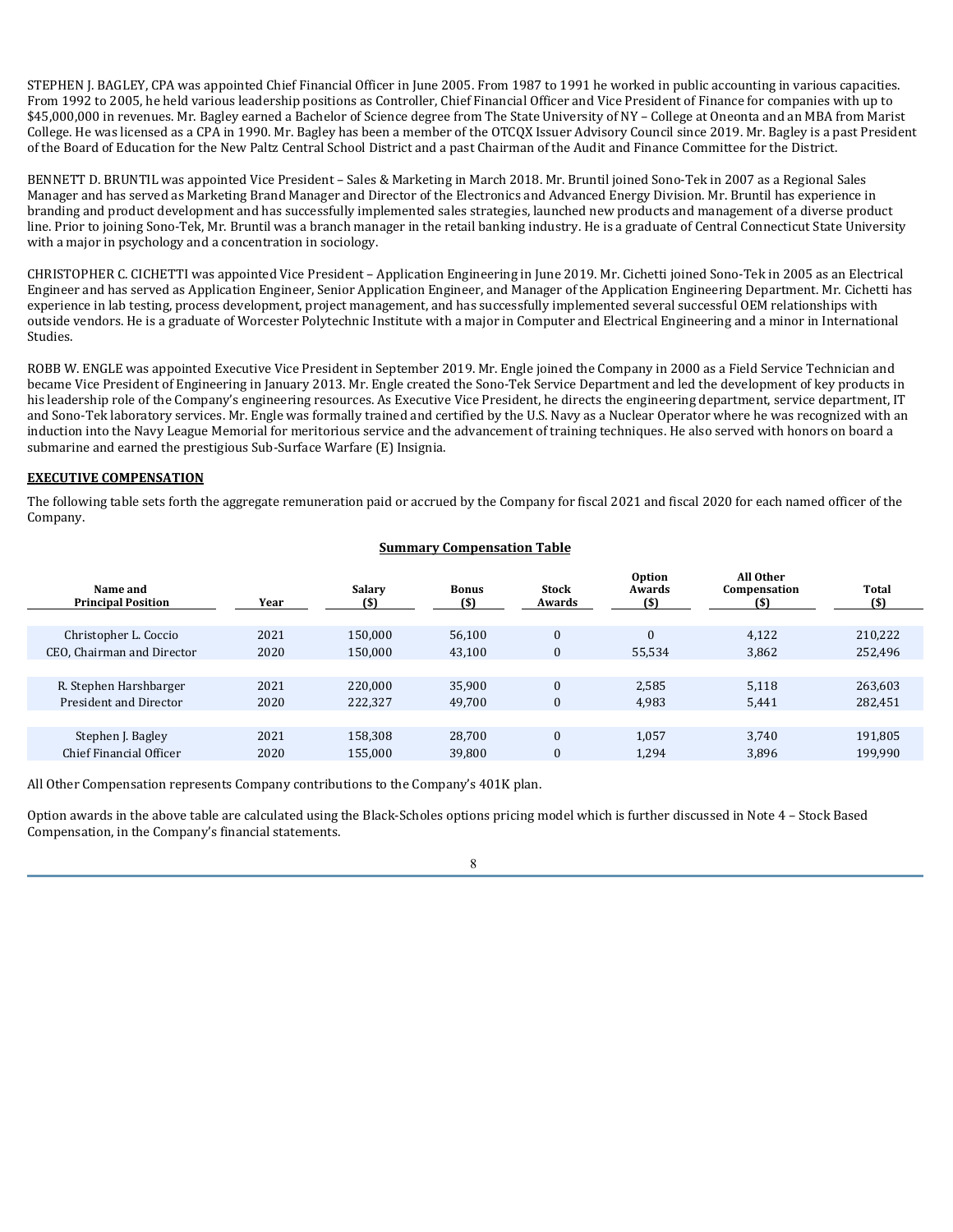STEPHEN J. BAGLEY, CPA was appointed Chief Financial Officer in June 2005. From 1987 to 1991 he worked in public accounting in various capacities. From 1992 to 2005, he held various leadership positions as Controller, Chief Financial Officer and Vice President of Finance for companies with up to $45,000,000 in revenues. Mr. Bagley earned a Bachelor of Science degree from The State University of NY – College at Oneonta and an MBA from Marist College. He was licensed as a CPA in 1990. Mr. Bagley has been a member of the OTCQX Issuer Advisory Council since 2019. Mr. Bagley is a past President of the Board of Education for the New Paltz Central School District and a past Chairman of the Audit and Finance Committee for the District.

BENNETT D. BRUNTIL was appointed Vice President – Sales & Marketing in March 2018. Mr. Bruntil joined Sono-Tek in 2007 as a Regional Sales Manager and has served as Marketing Brand Manager and Director of the Electronics and Advanced Energy Division. Mr. Bruntil has experience in branding and product development and has successfully implemented sales strategies, launched new products and management of a diverse product line. Prior to joining Sono-Tek, Mr. Bruntil was a branch manager in the retail banking industry. He is a graduate of Central Connecticut State University with a major in psychology and a concentration in sociology.

CHRISTOPHER C. CICHETTI was appointed Vice President – Application Engineering in June 2019. Mr. Cichetti joined Sono-Tek in 2005 as an Electrical Engineer and has served as Application Engineer, Senior Application Engineer, and Manager of the Application Engineering Department. Mr. Cichetti has experience in lab testing, process development, project management, and has successfully implemented several successful OEM relationships with outside vendors. He is a graduate of Worcester Polytechnic Institute with a major in Computer and Electrical Engineering and a minor in International Studies.

ROBB W. ENGLE was appointed Executive Vice President in September 2019. Mr. Engle joined the Company in 2000 as a Field Service Technician and became Vice President of Engineering in January 2013. Mr. Engle created the Sono-Tek Service Department and led the development of key products in his leadership role of the Company's engineering resources. As Executive Vice President, he directs the engineering department, service department, IT and Sono-Tek laboratory services. Mr. Engle was formally trained and certified by the U.S. Navy as a Nuclear Operator where he was recognized with an induction into the Navy League Memorial for meritorious service and the advancement of training techniques. He also served with honors on board a submarine and earned the prestigious Sub-Surface Warfare (E) Insignia.

## EXECUTIVE COMPENSATION

The following table sets forth the aggregate remuneration paid or accrued by the Company for fiscal 2021 and fiscal 2020 for each named officer of the Company.

**Summary Compensation Table**

| Name and Principal Position | Year | Salary ($) | Bonus ($) | Stock Awards | Option Awards ($) | All Other Compensation ($) | Total ($) |
|---|---|---|---|---|---|---|---|
| Christopher L. Coccio | 2021 | 150,000 | 56,100 | 0 | 0 | 4,122 | 210,222 |
| CEO, Chairman and Director | 2020 | 150,000 | 43,100 | 0 | 55,534 | 3,862 | 252,496 |
| R. Stephen Harshbarger | 2021 | 220,000 | 35,900 | 0 | 2,585 | 5,118 | 263,603 |
| President and Director | 2020 | 222,327 | 49,700 | 0 | 4,983 | 5,441 | 282,451 |
| Stephen J. Bagley | 2021 | 158,308 | 28,700 | 0 | 1,057 | 3,740 | 191,805 |
| Chief Financial Officer | 2020 | 155,000 | 39,800 | 0 | 1,294 | 3,896 | 199,990 |

All Other Compensation represents Company contributions to the Company's 401K plan.

Option awards in the above table are calculated using the Black-Scholes options pricing model which is further discussed in Note 4 – Stock Based Compensation, in the Company's financial statements.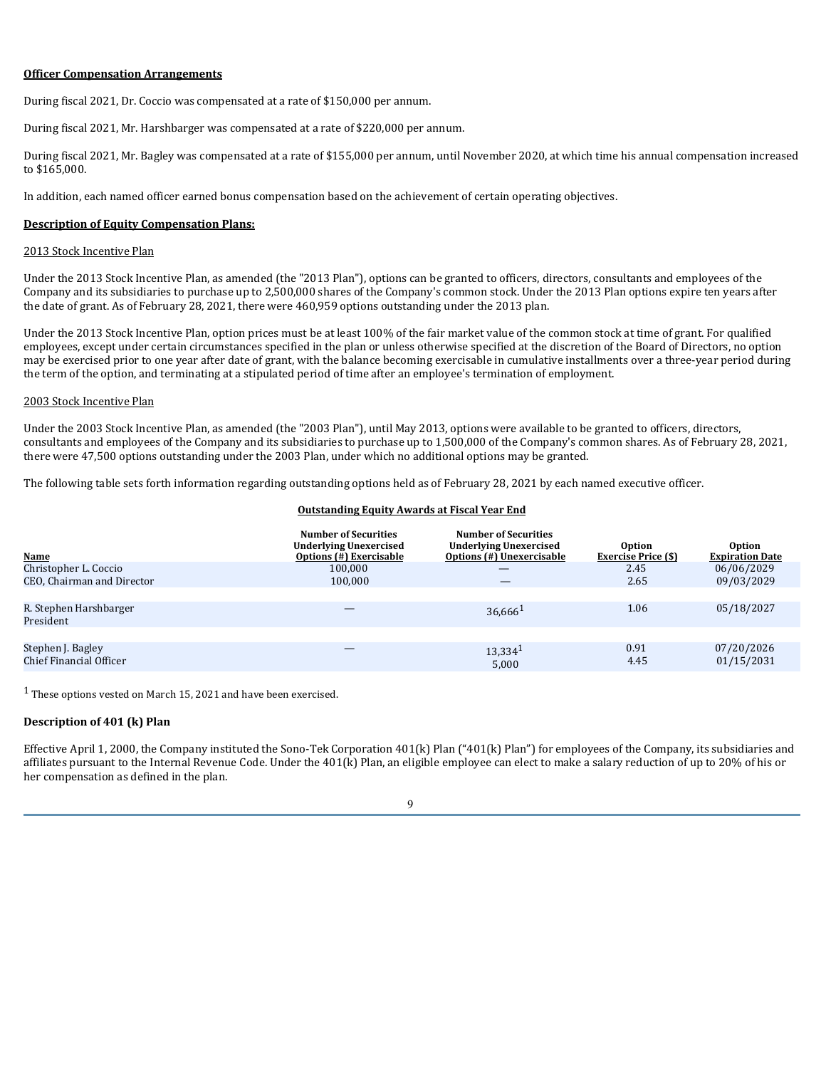**Officer Compensation Arrangements**

During fiscal 2021, Dr. Coccio was compensated at a rate of $150,000 per annum.

During fiscal 2021, Mr. Harshbarger was compensated at a rate of $220,000 per annum.

During fiscal 2021, Mr. Bagley was compensated at a rate of $155,000 per annum, until November 2020, at which time his annual compensation increased to $165,000.

In addition, each named officer earned bonus compensation based on the achievement of certain operating objectives.

**Description of Equity Compensation Plans:**

2013 Stock Incentive Plan

Under the 2013 Stock Incentive Plan, as amended (the "2013 Plan"), options can be granted to officers, directors, consultants and employees of the Company and its subsidiaries to purchase up to 2,500,000 shares of the Company's common stock. Under the 2013 Plan options expire ten years after the date of grant. As of February 28, 2021, there were 460,959 options outstanding under the 2013 plan.

Under the 2013 Stock Incentive Plan, option prices must be at least 100% of the fair market value of the common stock at time of grant. For qualified employees, except under certain circumstances specified in the plan or unless otherwise specified at the discretion of the Board of Directors, no option may be exercised prior to one year after date of grant, with the balance becoming exercisable in cumulative installments over a three-year period during the term of the option, and terminating at a stipulated period of time after an employee's termination of employment.

2003 Stock Incentive Plan

Under the 2003 Stock Incentive Plan, as amended (the "2003 Plan"), until May 2013, options were available to be granted to officers, directors, consultants and employees of the Company and its subsidiaries to purchase up to 1,500,000 of the Company's common shares. As of February 28, 2021, there were 47,500 options outstanding under the 2003 Plan, under which no additional options may be granted.

The following table sets forth information regarding outstanding options held as of February 28, 2021 by each named executive officer.

**Outstanding Equity Awards at Fiscal Year End**

| Name | Number of Securities Underlying Unexercised Options (#) Exercisable | Number of Securities Underlying Unexercised Options (#) Unexercisable | Option Exercise Price ($) | Option Expiration Date |
|---|---|---|---|---|
| Christopher L. Coccio | 100,000 | — | 2.45 | 06/06/2029 |
| CEO, Chairman and Director | 100,000 | — | 2.65 | 09/03/2029 |
| | | | | |
| R. Stephen Harshbarger | — | 36,666[1] | 1.06 | 05/18/2027 |
| President | | | | |
| | | | | |
| Stephen J. Bagley | — | 13,334[1] | 0.91 | 07/20/2026 |
| Chief Financial Officer | | 5,000 | 4.45 | 01/15/2031 |

[1] These options vested on March 15, 2021 and have been exercised.

**Description of 401 (k) Plan**

Effective April 1, 2000, the Company instituted the Sono-Tek Corporation 401(k) Plan ("401(k) Plan") for employees of the Company, its subsidiaries and affiliates pursuant to the Internal Revenue Code. Under the 401(k) Plan, an eligible employee can elect to make a salary reduction of up to 20% of his or her compensation as defined in the plan.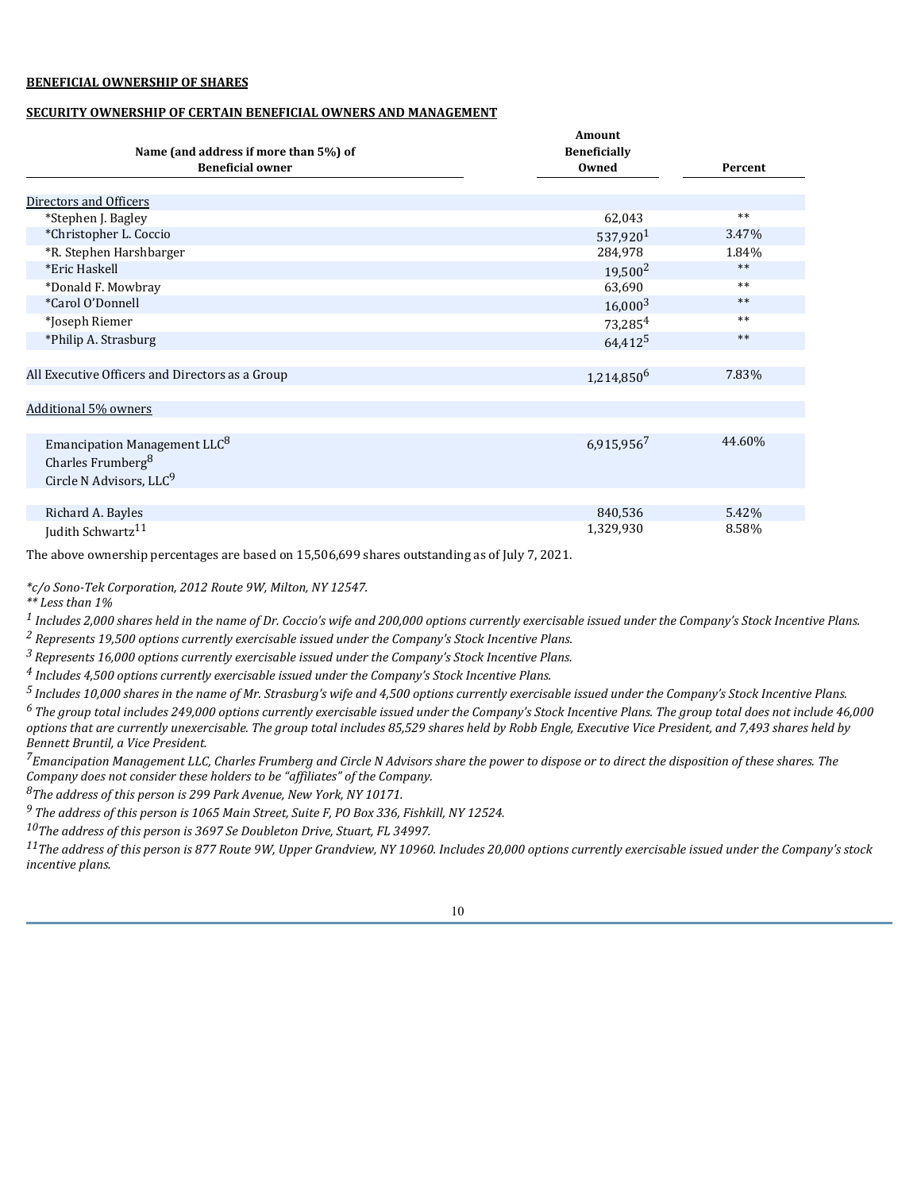**BENEFICIAL OWNERSHIP OF SHARES**

**SECURITY OWNERSHIP OF CERTAIN BENEFICIAL OWNERS AND MANAGEMENT**

| Name (and address if more than 5%) of Beneficial owner | Amount Beneficially Owned | Percent |
|---|---|---|
| Directors and Officers | | |
| *Stephen J. Bagley | 62,043 | ** |
| *Christopher L. Coccio | 537,920[1] | 3.47% |
| *R. Stephen Harshbarger | 284,978 | 1.84% |
| *Eric Haskell | 19,500[2] | ** |
| *Donald F. Mowbray | 63,690 | ** |
| *Carol O'Donnell | 16,000[3] | ** |
| *Joseph Riemer | 73,285[4] | ** |
| *Philip A. Strasburg | 64,412[5] | ** |
| All Executive Officers and Directors as a Group | 1,214,850[6] | 7.83% |
| Additional 5% owners | | |
| Emancipation Management LLC[8]<br>Charles Frumberg[8]<br>Circle N Advisors, LLC[9] | 6,915,956[7] | 44.60% |
| Richard A. Bayles | 840,536 | 5.42% |
| Judith Schwartz[11] | 1,329,930 | 8.58% |

The above ownership percentages are based on 15,506,699 shares outstanding as of July 7, 2021.

*\*c/o Sono-Tek Corporation, 2012 Route 9W, Milton, NY 12547.*

*\*\* Less than 1%*

[1] *Includes 2,000 shares held in the name of Dr. Coccio's wife and 200,000 options currently exercisable issued under the Company's Stock Incentive Plans.*

[2] *Represents 19,500 options currently exercisable issued under the Company's Stock Incentive Plans.*

[3] *Represents 16,000 options currently exercisable issued under the Company's Stock Incentive Plans.*

[4] *Includes 4,500 options currently exercisable issued under the Company's Stock Incentive Plans.*

[5] *Includes 10,000 shares in the name of Mr. Strasburg's wife and 4,500 options currently exercisable issued under the Company's Stock Incentive Plans.*

[6] *The group total includes 249,000 options currently exercisable issued under the Company's Stock Incentive Plans. The group total does not include 46,000 options that are currently unexercisable. The group total includes 85,529 shares held by Robb Engle, Executive Vice President, and 7,493 shares held by Bennett Bruntil, a Vice President.*

[7] *Emancipation Management LLC, Charles Frumberg and Circle N Advisors share the power to dispose or to direct the disposition of these shares. The Company does not consider these holders to be "affiliates" of the Company.*

[8] *The address of this person is 299 Park Avenue, New York, NY 10171.*

[9] *The address of this person is 1065 Main Street, Suite F, PO Box 336, Fishkill, NY 12524.*

[10] *The address of this person is 3697 Se Doubleton Drive, Stuart, FL 34997.*

[11] *The address of this person is 877 Route 9W, Upper Grandview, NY 10960. Includes 20,000 options currently exercisable issued under the Company's stock incentive plans.*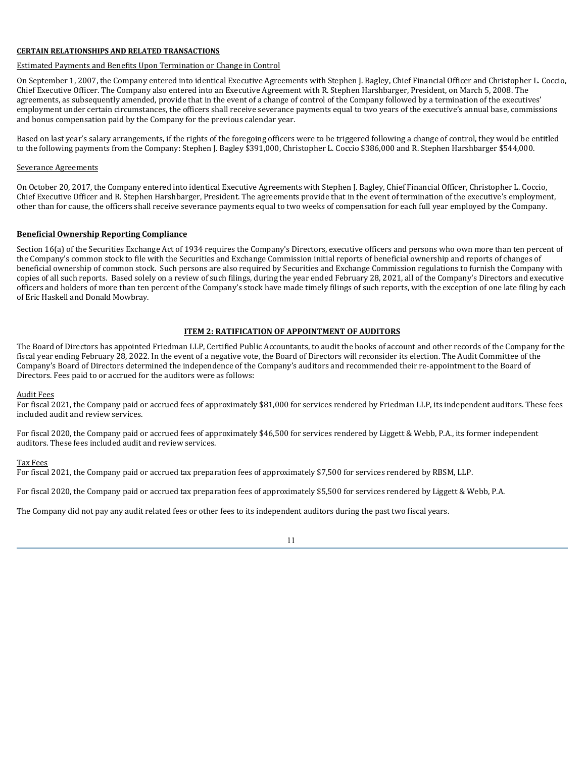**CERTAIN RELATIONSHIPS AND RELATED TRANSACTIONS**

Estimated Payments and Benefits Upon Termination or Change in Control

On September 1, 2007, the Company entered into identical Executive Agreements with Stephen J. Bagley, Chief Financial Officer and Christopher L. Coccio, Chief Executive Officer. The Company also entered into an Executive Agreement with R. Stephen Harshbarger, President, on March 5, 2008. The agreements, as subsequently amended, provide that in the event of a change of control of the Company followed by a termination of the executives' employment under certain circumstances, the officers shall receive severance payments equal to two years of the executive's annual base, commissions and bonus compensation paid by the Company for the previous calendar year.

Based on last year's salary arrangements, if the rights of the foregoing officers were to be triggered following a change of control, they would be entitled to the following payments from the Company: Stephen J. Bagley $391,000, Christopher L. Coccio $386,000 and R. Stephen Harshbarger $544,000.

Severance Agreements

On October 20, 2017, the Company entered into identical Executive Agreements with Stephen J. Bagley, Chief Financial Officer, Christopher L. Coccio, Chief Executive Officer and R. Stephen Harshbarger, President. The agreements provide that in the event of termination of the executive's employment, other than for cause, the officers shall receive severance payments equal to two weeks of compensation for each full year employed by the Company.

**Beneficial Ownership Reporting Compliance**

Section 16(a) of the Securities Exchange Act of 1934 requires the Company's Directors, executive officers and persons who own more than ten percent of the Company's common stock to file with the Securities and Exchange Commission initial reports of beneficial ownership and reports of changes of beneficial ownership of common stock. Such persons are also required by Securities and Exchange Commission regulations to furnish the Company with copies of all such reports. Based solely on a review of such filings, during the year ended February 28, 2021, all of the Company's Directors and executive officers and holders of more than ten percent of the Company's stock have made timely filings of such reports, with the exception of one late filing by each of Eric Haskell and Donald Mowbray.

## ITEM 2: RATIFICATION OF APPOINTMENT OF AUDITORS

The Board of Directors has appointed Friedman LLP, Certified Public Accountants, to audit the books of account and other records of the Company for the fiscal year ending February 28, 2022. In the event of a negative vote, the Board of Directors will reconsider its election. The Audit Committee of the Company's Board of Directors determined the independence of the Company's auditors and recommended their re-appointment to the Board of Directors. Fees paid to or accrued for the auditors were as follows:

Audit Fees

For fiscal 2021, the Company paid or accrued fees of approximately $81,000 for services rendered by Friedman LLP, its independent auditors. These fees included audit and review services.

For fiscal 2020, the Company paid or accrued fees of approximately $46,500 for services rendered by Liggett & Webb, P.A., its former independent auditors. These fees included audit and review services.

Tax Fees

For fiscal 2021, the Company paid or accrued tax preparation fees of approximately $7,500 for services rendered by RBSM, LLP.

For fiscal 2020, the Company paid or accrued tax preparation fees of approximately $5,500 for services rendered by Liggett & Webb, P.A.

The Company did not pay any audit related fees or other fees to its independent auditors during the past two fiscal years.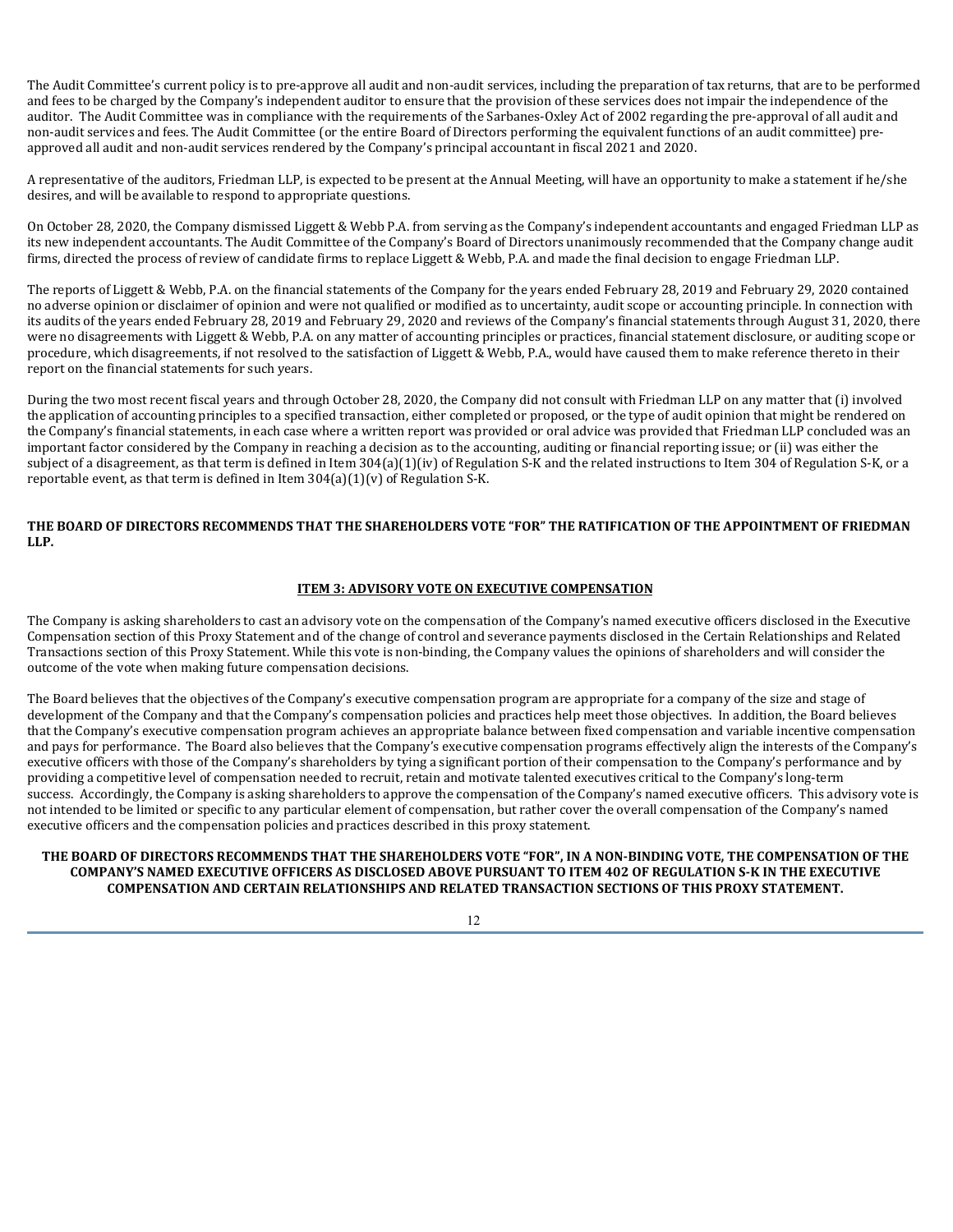The Audit Committee's current policy is to pre-approve all audit and non-audit services, including the preparation of tax returns, that are to be performed and fees to be charged by the Company's independent auditor to ensure that the provision of these services does not impair the independence of the auditor. The Audit Committee was in compliance with the requirements of the Sarbanes-Oxley Act of 2002 regarding the pre-approval of all audit and non-audit services and fees. The Audit Committee (or the entire Board of Directors performing the equivalent functions of an audit committee) pre-approved all audit and non-audit services rendered by the Company's principal accountant in fiscal 2021 and 2020.

A representative of the auditors, Friedman LLP, is expected to be present at the Annual Meeting, will have an opportunity to make a statement if he/she desires, and will be available to respond to appropriate questions.

On October 28, 2020, the Company dismissed Liggett & Webb P.A. from serving as the Company's independent accountants and engaged Friedman LLP as its new independent accountants. The Audit Committee of the Company's Board of Directors unanimously recommended that the Company change audit firms, directed the process of review of candidate firms to replace Liggett & Webb, P.A. and made the final decision to engage Friedman LLP.

The reports of Liggett & Webb, P.A. on the financial statements of the Company for the years ended February 28, 2019 and February 29, 2020 contained no adverse opinion or disclaimer of opinion and were not qualified or modified as to uncertainty, audit scope or accounting principle. In connection with its audits of the years ended February 28, 2019 and February 29, 2020 and reviews of the Company's financial statements through August 31, 2020, there were no disagreements with Liggett & Webb, P.A. on any matter of accounting principles or practices, financial statement disclosure, or auditing scope or procedure, which disagreements, if not resolved to the satisfaction of Liggett & Webb, P.A., would have caused them to make reference thereto in their report on the financial statements for such years.

During the two most recent fiscal years and through October 28, 2020, the Company did not consult with Friedman LLP on any matter that (i) involved the application of accounting principles to a specified transaction, either completed or proposed, or the type of audit opinion that might be rendered on the Company's financial statements, in each case where a written report was provided or oral advice was provided that Friedman LLP concluded was an important factor considered by the Company in reaching a decision as to the accounting, auditing or financial reporting issue; or (ii) was either the subject of a disagreement, as that term is defined in Item 304(a)(1)(iv) of Regulation S-K and the related instructions to Item 304 of Regulation S-K, or a reportable event, as that term is defined in Item 304(a)(1)(v) of Regulation S-K.

**THE BOARD OF DIRECTORS RECOMMENDS THAT THE SHAREHOLDERS VOTE "FOR" THE RATIFICATION OF THE APPOINTMENT OF FRIEDMAN LLP.**

## ITEM 3: ADVISORY VOTE ON EXECUTIVE COMPENSATION

The Company is asking shareholders to cast an advisory vote on the compensation of the Company's named executive officers disclosed in the Executive Compensation section of this Proxy Statement and of the change of control and severance payments disclosed in the Certain Relationships and Related Transactions section of this Proxy Statement. While this vote is non-binding, the Company values the opinions of shareholders and will consider the outcome of the vote when making future compensation decisions.

The Board believes that the objectives of the Company's executive compensation program are appropriate for a company of the size and stage of development of the Company and that the Company's compensation policies and practices help meet those objectives. In addition, the Board believes that the Company's executive compensation program achieves an appropriate balance between fixed compensation and variable incentive compensation and pays for performance. The Board also believes that the Company's executive compensation programs effectively align the interests of the Company's executive officers with those of the Company's shareholders by tying a significant portion of their compensation to the Company's performance and by providing a competitive level of compensation needed to recruit, retain and motivate talented executives critical to the Company's long-term success. Accordingly, the Company is asking shareholders to approve the compensation of the Company's named executive officers. This advisory vote is not intended to be limited or specific to any particular element of compensation, but rather cover the overall compensation of the Company's named executive officers and the compensation policies and practices described in this proxy statement.

**THE BOARD OF DIRECTORS RECOMMENDS THAT THE SHAREHOLDERS VOTE "FOR", IN A NON-BINDING VOTE, THE COMPENSATION OF THE COMPANY'S NAMED EXECUTIVE OFFICERS AS DISCLOSED ABOVE PURSUANT TO ITEM 402 OF REGULATION S-K IN THE EXECUTIVE COMPENSATION AND CERTAIN RELATIONSHIPS AND RELATED TRANSACTION SECTIONS OF THIS PROXY STATEMENT.**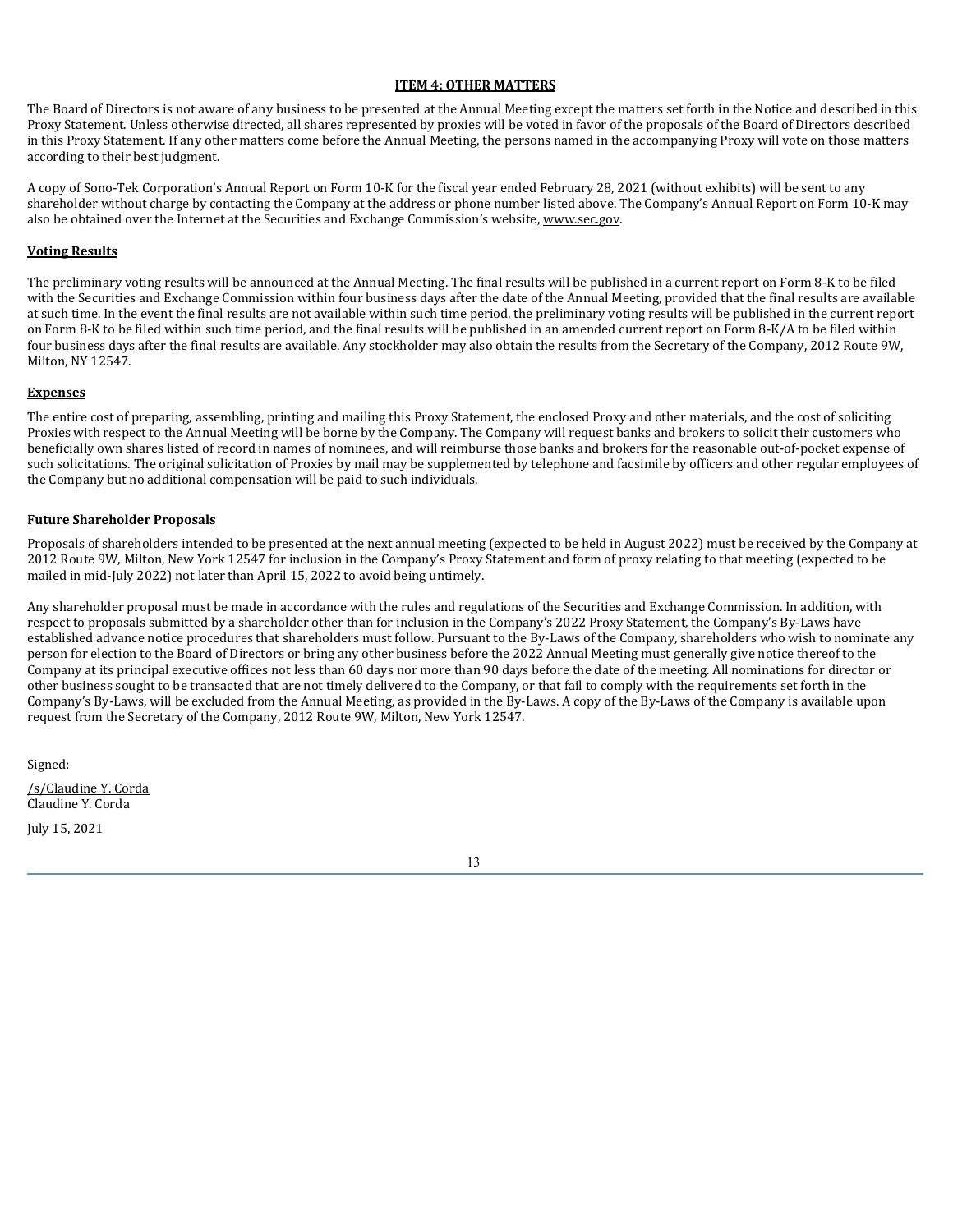## ITEM 4: OTHER MATTERS

The Board of Directors is not aware of any business to be presented at the Annual Meeting except the matters set forth in the Notice and described in this Proxy Statement. Unless otherwise directed, all shares represented by proxies will be voted in favor of the proposals of the Board of Directors described in this Proxy Statement. If any other matters come before the Annual Meeting, the persons named in the accompanying Proxy will vote on those matters according to their best judgment.

A copy of Sono-Tek Corporation's Annual Report on Form 10-K for the fiscal year ended February 28, 2021 (without exhibits) will be sent to any shareholder without charge by contacting the Company at the address or phone number listed above. The Company's Annual Report on Form 10-K may also be obtained over the Internet at the Securities and Exchange Commission's website, www.sec.gov.

### Voting Results

The preliminary voting results will be announced at the Annual Meeting. The final results will be published in a current report on Form 8-K to be filed with the Securities and Exchange Commission within four business days after the date of the Annual Meeting, provided that the final results are available at such time. In the event the final results are not available within such time period, the preliminary voting results will be published in the current report on Form 8-K to be filed within such time period, and the final results will be published in an amended current report on Form 8-K/A to be filed within four business days after the final results are available. Any stockholder may also obtain the results from the Secretary of the Company, 2012 Route 9W, Milton, NY 12547.

### Expenses

The entire cost of preparing, assembling, printing and mailing this Proxy Statement, the enclosed Proxy and other materials, and the cost of soliciting Proxies with respect to the Annual Meeting will be borne by the Company. The Company will request banks and brokers to solicit their customers who beneficially own shares listed of record in names of nominees, and will reimburse those banks and brokers for the reasonable out-of-pocket expense of such solicitations. The original solicitation of Proxies by mail may be supplemented by telephone and facsimile by officers and other regular employees of the Company but no additional compensation will be paid to such individuals.

### Future Shareholder Proposals

Proposals of shareholders intended to be presented at the next annual meeting (expected to be held in August 2022) must be received by the Company at 2012 Route 9W, Milton, New York 12547 for inclusion in the Company's Proxy Statement and form of proxy relating to that meeting (expected to be mailed in mid-July 2022) not later than April 15, 2022 to avoid being untimely.

Any shareholder proposal must be made in accordance with the rules and regulations of the Securities and Exchange Commission. In addition, with respect to proposals submitted by a shareholder other than for inclusion in the Company's 2022 Proxy Statement, the Company's By-Laws have established advance notice procedures that shareholders must follow. Pursuant to the By-Laws of the Company, shareholders who wish to nominate any person for election to the Board of Directors or bring any other business before the 2022 Annual Meeting must generally give notice thereof to the Company at its principal executive offices not less than 60 days nor more than 90 days before the date of the meeting. All nominations for director or other business sought to be transacted that are not timely delivered to the Company, or that fail to comply with the requirements set forth in the Company's By-Laws, will be excluded from the Annual Meeting, as provided in the By-Laws. A copy of the By-Laws of the Company is available upon request from the Secretary of the Company, 2012 Route 9W, Milton, New York 12547.

Signed:

/s/Claudine Y. Corda
Claudine Y. Corda

July 15, 2021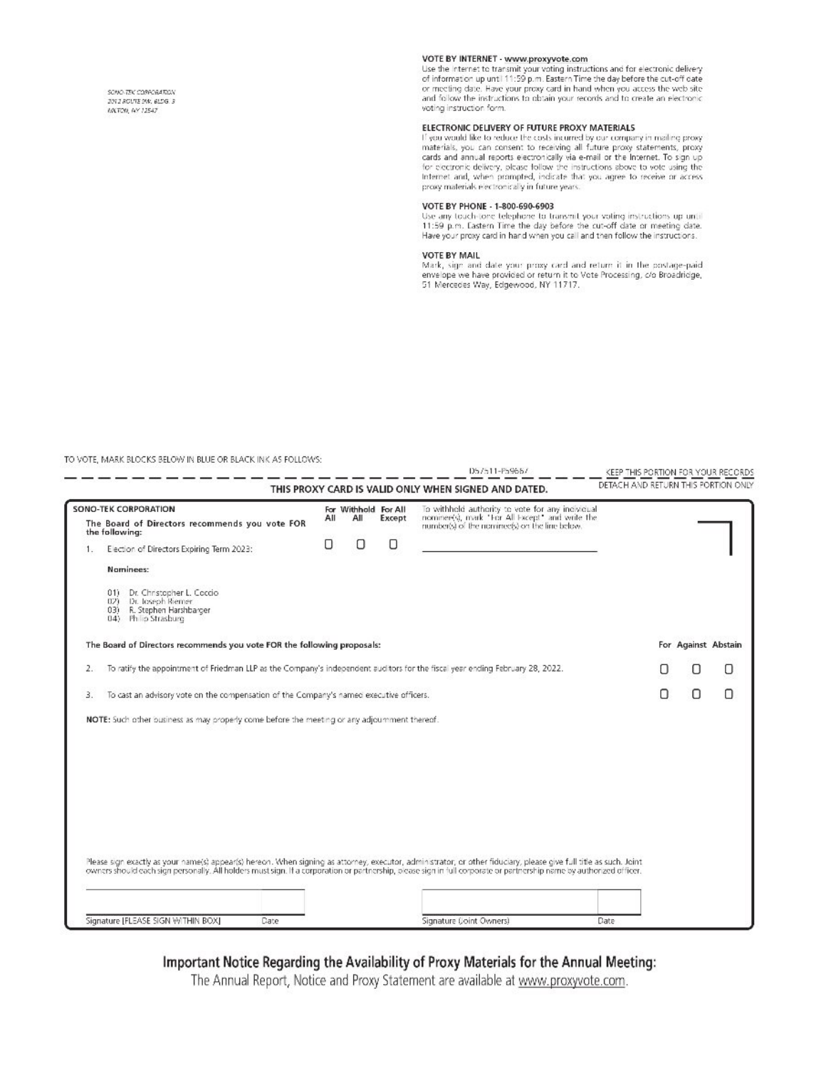SONO-TEK CORPORATION
2012 ROUTE 9W, BLDG. 3
MILTON, NY 12547

**VOTE BY INTERNET - www.proxyvote.com**
Use the Internet to transmit your voting instructions and for electronic delivery of information up until 11:59 p.m. Eastern Time the day before the cut-off date or meeting date. Have your proxy card in hand when you access the web site and follow the instructions to obtain your records and to create an electronic voting instruction form.

**ELECTRONIC DELIVERY OF FUTURE PROXY MATERIALS**
If you would like to reduce the costs incurred by our company in mailing proxy materials, you can consent to receiving all future proxy statements, proxy cards and annual reports electronically via e-mail or the Internet. To sign up for electronic delivery, please follow the instructions above to vote using the Internet and, when prompted, indicate that you agree to receive or access proxy materials electronically in future years.

**VOTE BY PHONE - 1-800-690-6903**
Use any touch-tone telephone to transmit your voting instructions up until 11:59 p.m. Eastern Time the day before the cut-off date or meeting date. Have your proxy card in hand when you call and then follow the instructions.

**VOTE BY MAIL**
Mark, sign and date your proxy card and return it in the postage-paid envelope we have provided or return it to Vote Processing, c/o Broadridge, 51 Mercedes Way, Edgewood, NY 11717.

TO VOTE, MARK BLOCKS BELOW IN BLUE OR BLACK INK AS FOLLOWS:

D57511-P59667 KEEP THIS PORTION FOR YOUR RECORDS

**THIS PROXY CARD IS VALID ONLY WHEN SIGNED AND DATED.** DETACH AND RETURN THIS PORTION ONLY

**SONO-TEK CORPORATION**

**The Board of Directors recommends you vote FOR the following:**

| | For All | Withhold All | For All Except | To withhold authority to vote for any individual nominee(s), mark "For All Except" and write the number(s) of the nominee(s) on the line below. |
|---|---|---|---|---|
| 1. Election of Directors Expiring Term 2023: | ☐ | ☐ | ☐ | ____________________ |

**Nominees:**

01) Dr. Christopher L. Coccio
02) Dr. Joseph Riemer
03) R. Stephen Harshbarger
04) Philip Strasburg

**The Board of Directors recommends you vote FOR the following proposals:**

| | For | Against | Abstain |
|---|---|---|---|
| 2. To ratify the appointment of Friedman LLP as the Company's independent auditors for the fiscal year ending February 28, 2022. | ☐ | ☐ | ☐ |
| 3. To cast an advisory vote on the compensation of the Company's named executive officers. | ☐ | ☐ | ☐ |

**NOTE:** Such other business as may properly come before the meeting or any adjournment thereof.

Please sign exactly as your name(s) appear(s) hereon. When signing as attorney, executor, administrator, or other fiduciary, please give full title as such. Joint owners should each sign personally. All holders must sign. If a corporation or partnership, please sign in full corporate or partnership name by authorized officer.

| Signature [PLEASE SIGN WITHIN BOX] | Date | Signature (Joint Owners) | Date |
|---|---|---|---|
| | | | |

## Important Notice Regarding the Availability of Proxy Materials for the Annual Meeting:

The Annual Report, Notice and Proxy Statement are available at www.proxyvote.com.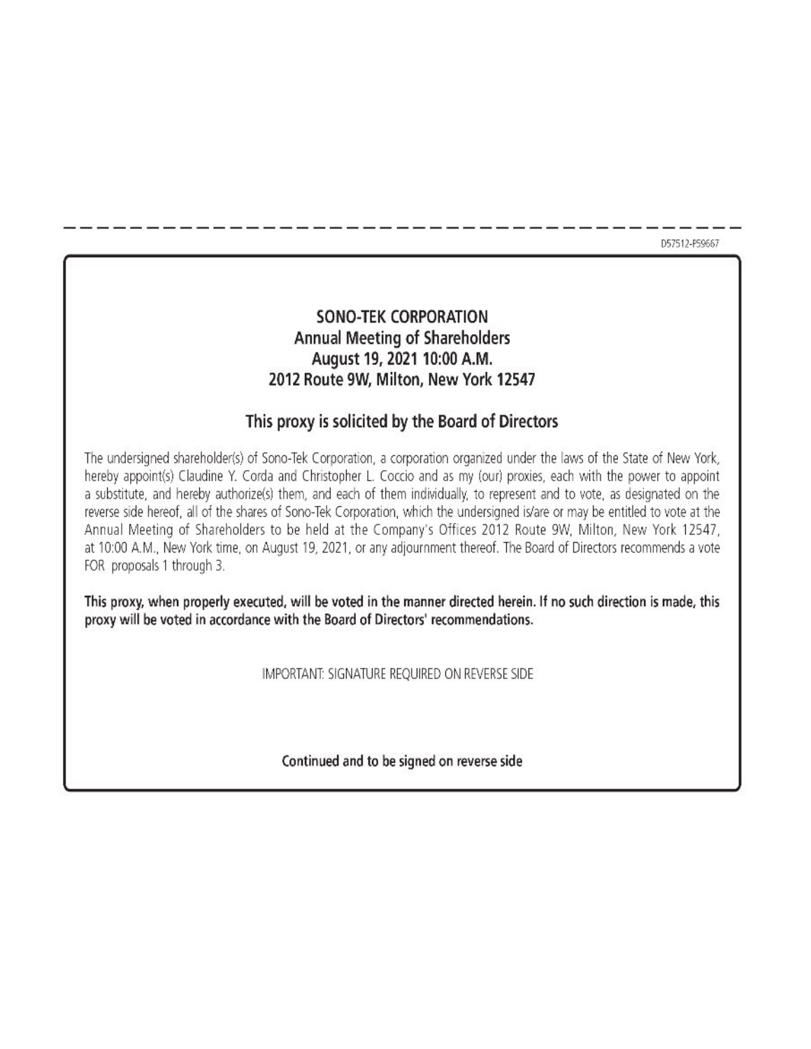D57512-P59667

**SONO-TEK CORPORATION**
**Annual Meeting of Shareholders**
**August 19, 2021 10:00 A.M.**
**2012 Route 9W, Milton, New York 12547**

## This proxy is solicited by the Board of Directors

The undersigned shareholder(s) of Sono-Tek Corporation, a corporation organized under the laws of the State of New York, hereby appoint(s) Claudine Y. Corda and Christopher L. Coccio and as my (our) proxies, each with the power to appoint a substitute, and hereby authorize(s) them, and each of them individually, to represent and to vote, as designated on the reverse side hereof, all of the shares of Sono-Tek Corporation, which the undersigned is/are or may be entitled to vote at the Annual Meeting of Shareholders to be held at the Company's Offices 2012 Route 9W, Milton, New York 12547, at 10:00 A.M., New York time, on August 19, 2021, or any adjournment thereof. The Board of Directors recommends a vote FOR proposals 1 through 3.

**This proxy, when properly executed, will be voted in the manner directed herein. If no such direction is made, this proxy will be voted in accordance with the Board of Directors' recommendations.**

IMPORTANT: SIGNATURE REQUIRED ON REVERSE SIDE

**Continued and to be signed on reverse side**